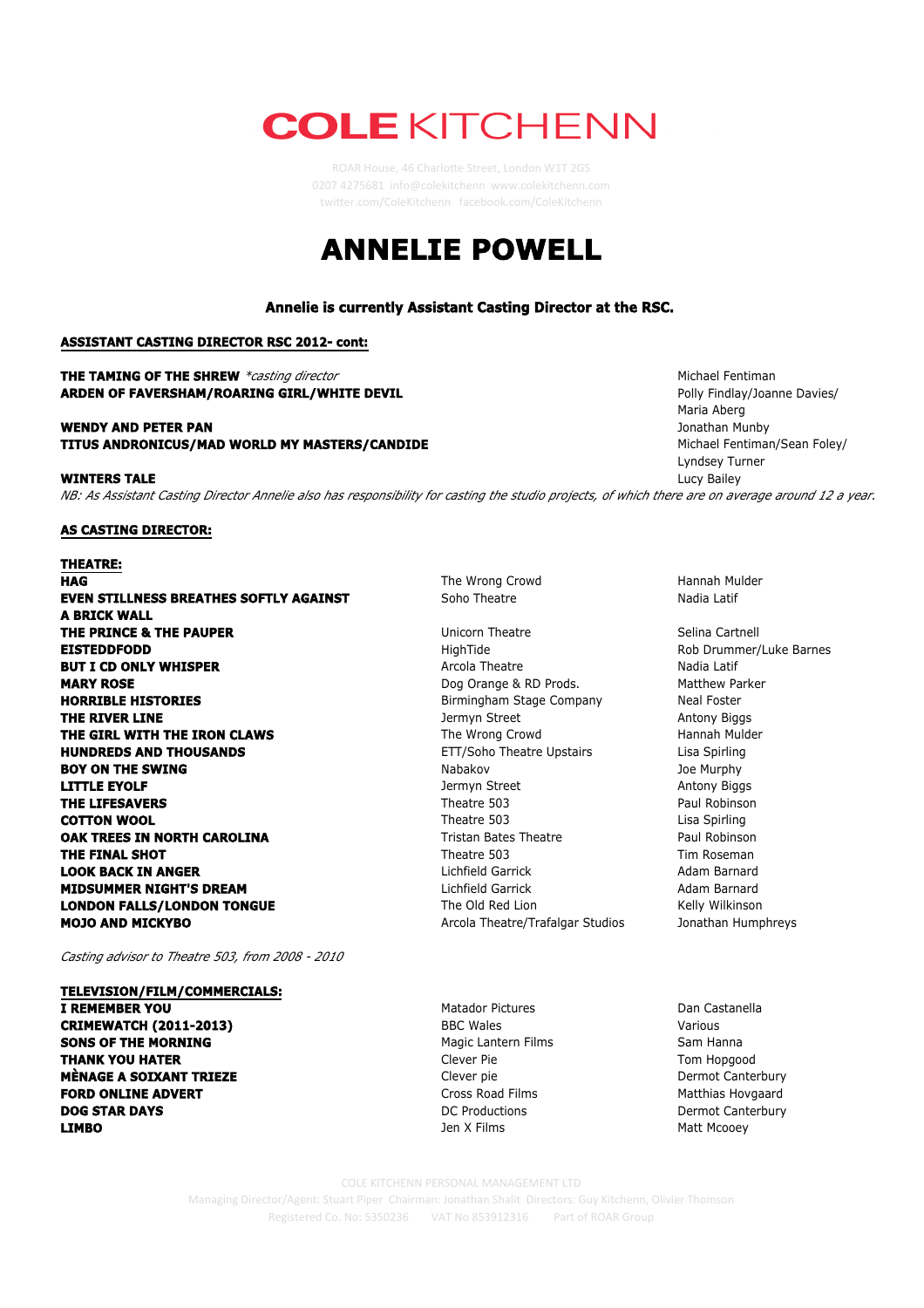# COLE KITCHENN

ROAR House, 46 Charlotte Street, London W1T 2GS
0207 4275681 info@colekitchenn www.colekitchenn.com
twitter.com/ColeKitchenn facebook.com/ColeKitchenn

# ANNELIE POWELL

**Annelie is currently Assistant Casting Director at the RSC.**

**ASSISTANT CASTING DIRECTOR RSC 2012- cont:**

| | |
|---|---|
| **THE TAMING OF THE SHREW** *\*casting director* | Michael Fentiman |
| **ARDEN OF FAVERSHAM/ROARING GIRL/WHITE DEVIL** | Polly Findlay/Joanne Davies/ Maria Aberg |
| **WENDY AND PETER PAN** | Jonathan Munby |
| **TITUS ANDRONICUS/MAD WORLD MY MASTERS/CANDIDE** | Michael Fentiman/Sean Foley/ Lyndsey Turner |
| **WINTERS TALE** | Lucy Bailey |

*NB: As Assistant Casting Director Annelie also has responsibility for casting the studio projects, of which there are on average around 12 a year.*

**AS CASTING DIRECTOR:**

**THEATRE:**

| | | |
|---|---|---|
| **HAG** | The Wrong Crowd | Hannah Mulder |
| **EVEN STILLNESS BREATHES SOFTLY AGAINST A BRICK WALL** | Soho Theatre | Nadia Latif |
| **THE PRINCE & THE PAUPER** | Unicorn Theatre | Selina Cartnell |
| **EISTEDDFODD** | HighTide | Rob Drummer/Luke Barnes |
| **BUT I CD ONLY WHISPER** | Arcola Theatre | Nadia Latif |
| **MARY ROSE** | Dog Orange & RD Prods. | Matthew Parker |
| **HORRIBLE HISTORIES** | Birmingham Stage Company | Neal Foster |
| **THE RIVER LINE** | Jermyn Street | Antony Biggs |
| **THE GIRL WITH THE IRON CLAWS** | The Wrong Crowd | Hannah Mulder |
| **HUNDREDS AND THOUSANDS** | ETT/Soho Theatre Upstairs | Lisa Spirling |
| **BOY ON THE SWING** | Nabakov | Joe Murphy |
| **LITTLE EYOLF** | Jermyn Street | Antony Biggs |
| **THE LIFESAVERS** | Theatre 503 | Paul Robinson |
| **COTTON WOOL** | Theatre 503 | Lisa Spirling |
| **OAK TREES IN NORTH CAROLINA** | Tristan Bates Theatre | Paul Robinson |
| **THE FINAL SHOT** | Theatre 503 | Tim Roseman |
| **LOOK BACK IN ANGER** | Lichfield Garrick | Adam Barnard |
| **MIDSUMMER NIGHT'S DREAM** | Lichfield Garrick | Adam Barnard |
| **LONDON FALLS/LONDON TONGUE** | The Old Red Lion | Kelly Wilkinson |
| **MOJO AND MICKYBO** | Arcola Theatre/Trafalgar Studios | Jonathan Humphreys |

*Casting advisor to Theatre 503, from 2008 - 2010*

**TELEVISION/FILM/COMMERCIALS:**

| | | |
|---|---|---|
| **I REMEMBER YOU** | Matador Pictures | Dan Castanella |
| **CRIMEWATCH (2011-2013)** | BBC Wales | Various |
| **SONS OF THE MORNING** | Magic Lantern Films | Sam Hanna |
| **THANK YOU HATER** | Clever Pie | Tom Hopgood |
| **MÈNAGE A SOIXANT TRIEZE** | Clever pie | Dermot Canterbury |
| **FORD ONLINE ADVERT** | Cross Road Films | Matthias Hovgaard |
| **DOG STAR DAYS** | DC Productions | Dermot Canterbury |
| **LIMBO** | Jen X Films | Matt Mcooey |

COLE KITCHENN PERSONAL MANAGEMENT LTD
Managing Director/Agent: Stuart Piper Chairman: Jonathan Shalit Directors: Guy Kitchenn, Olivier Thomson
Registered Co. No: 5350236 VAT No 853912316 Part of ROAR Group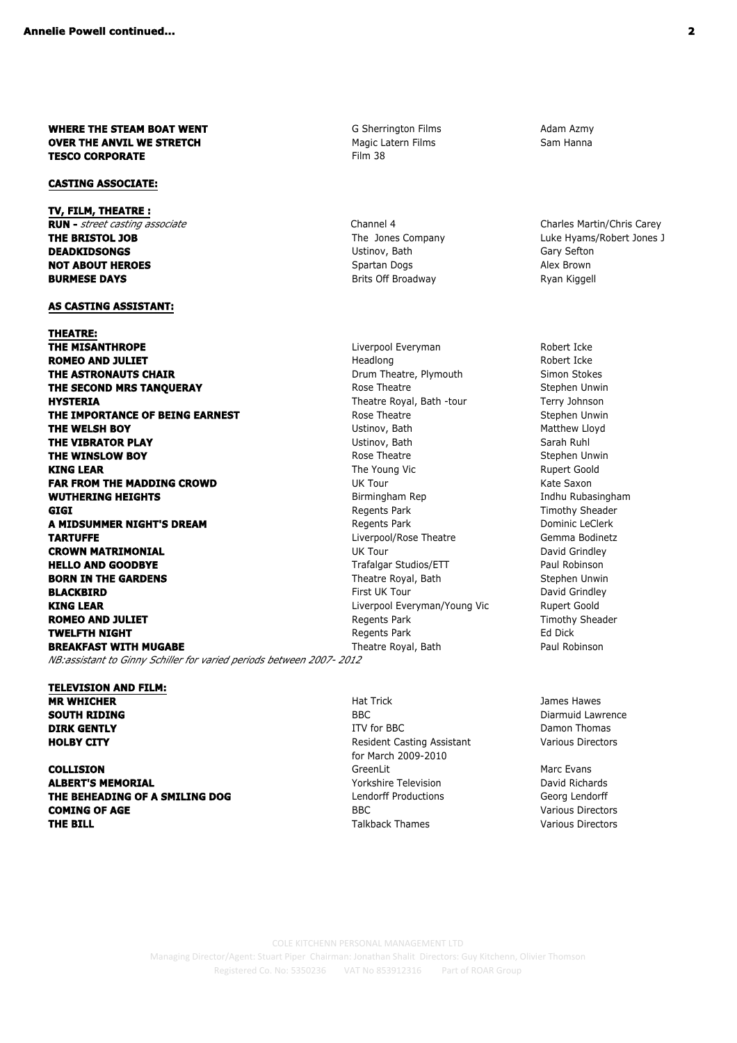| | | |
|---|---|---|
| **WHERE THE STEAM BOAT WENT** | G Sherrington Films | Adam Azmy |
| **OVER THE ANVIL WE STRETCH** | Magic Latern Films | Sam Hanna |
| **TESCO CORPORATE** | Film 38 | |

**CASTING ASSOCIATE:**

**TV, FILM, THEATRE :**

| | | |
|---|---|---|
| **RUN -** *street casting associate* | Channel 4 | Charles Martin/Chris Carey |
| **THE BRISTOL JOB** | The Jones Company | Luke Hyams/Robert Jones J |
| **DEADKIDSONGS** | Ustinov, Bath | Gary Sefton |
| **NOT ABOUT HEROES** | Spartan Dogs | Alex Brown |
| **BURMESE DAYS** | Brits Off Broadway | Ryan Kiggell |

**AS CASTING ASSISTANT:**

**THEATRE:**

| | | |
|---|---|---|
| **THE MISANTHROPE** | Liverpool Everyman | Robert Icke |
| **ROMEO AND JULIET** | Headlong | Robert Icke |
| **THE ASTRONAUTS CHAIR** | Drum Theatre, Plymouth | Simon Stokes |
| **THE SECOND MRS TANQUERAY** | Rose Theatre | Stephen Unwin |
| **HYSTERIA** | Theatre Royal, Bath -tour | Terry Johnson |
| **THE IMPORTANCE OF BEING EARNEST** | Rose Theatre | Stephen Unwin |
| **THE WELSH BOY** | Ustinov, Bath | Matthew Lloyd |
| **THE VIBRATOR PLAY** | Ustinov, Bath | Sarah Ruhl |
| **THE WINSLOW BOY** | Rose Theatre | Stephen Unwin |
| **KING LEAR** | The Young Vic | Rupert Goold |
| **FAR FROM THE MADDING CROWD** | UK Tour | Kate Saxon |
| **WUTHERING HEIGHTS** | Birmingham Rep | Indhu Rubasingham |
| **GIGI** | Regents Park | Timothy Sheader |
| **A MIDSUMMER NIGHT'S DREAM** | Regents Park | Dominic LeClerk |
| **TARTUFFE** | Liverpool/Rose Theatre | Gemma Bodinetz |
| **CROWN MATRIMONIAL** | UK Tour | David Grindley |
| **HELLO AND GOODBYE** | Trafalgar Studios/ETT | Paul Robinson |
| **BORN IN THE GARDENS** | Theatre Royal, Bath | Stephen Unwin |
| **BLACKBIRD** | First UK Tour | David Grindley |
| **KING LEAR** | Liverpool Everyman/Young Vic | Rupert Goold |
| **ROMEO AND JULIET** | Regents Park | Timothy Sheader |
| **TWELFTH NIGHT** | Regents Park | Ed Dick |
| **BREAKFAST WITH MUGABE** | Theatre Royal, Bath | Paul Robinson |

*NB:assistant to Ginny Schiller for varied periods between 2007- 2012*

**TELEVISION AND FILM:**

| | | |
|---|---|---|
| **MR WHICHER** | Hat Trick | James Hawes |
| **SOUTH RIDING** | BBC | Diarmuid Lawrence |
| **DIRK GENTLY** | ITV for BBC | Damon Thomas |
| **HOLBY CITY** | Resident Casting Assistant for March 2009-2010 | Various Directors |
| **COLLISION** | GreenLit | Marc Evans |
| **ALBERT'S MEMORIAL** | Yorkshire Television | David Richards |
| **THE BEHEADING OF A SMILING DOG** | Lendorff Productions | Georg Lendorff |
| **COMING OF AGE** | BBC | Various Directors |
| **THE BILL** | Talkback Thames | Various Directors |